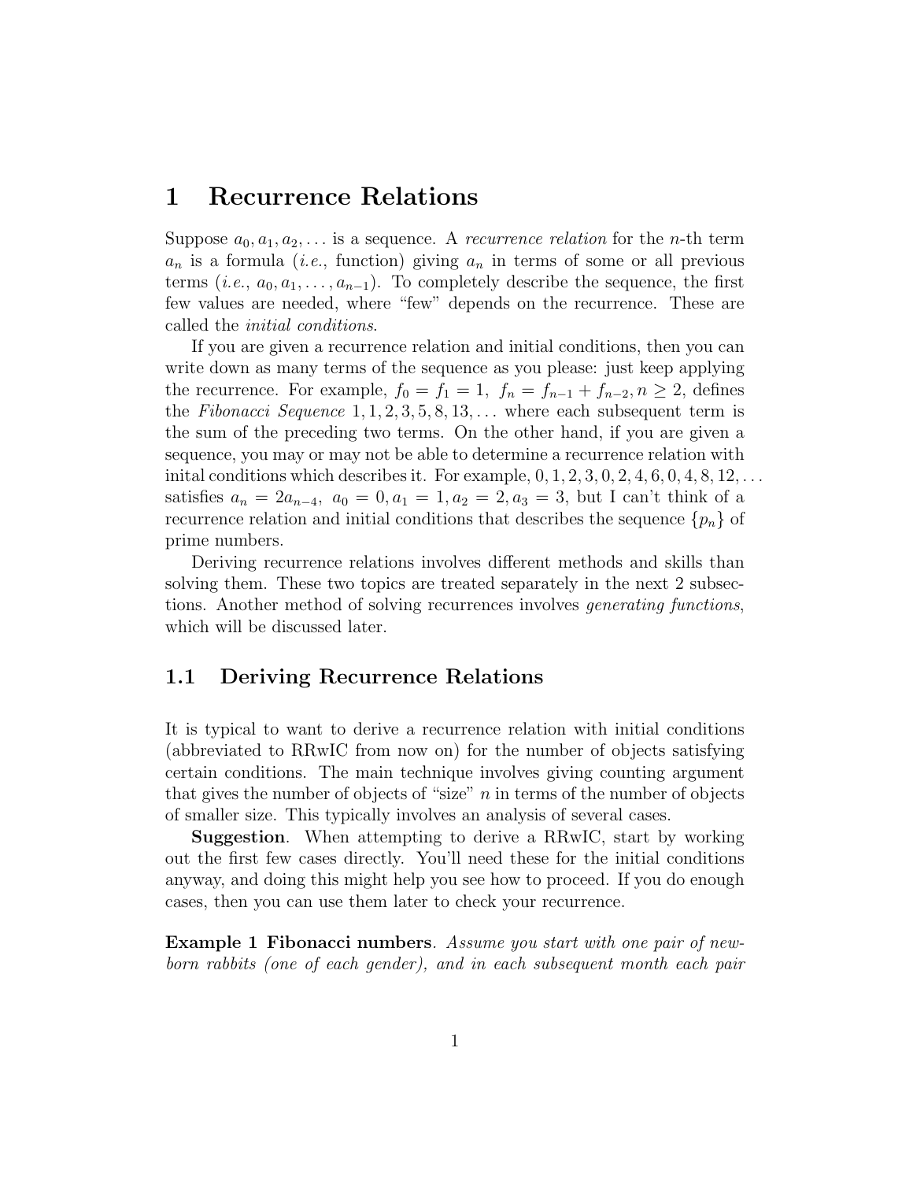# 1 Recurrence Relations

Suppose $a_0, a_1, a_2, \ldots$ is a sequence. A *recurrence relation* for the $n$-th term $a_n$ is a formula (*i.e.*, function) giving $a_n$ in terms of some or all previous terms (*i.e.*, $a_0, a_1, \ldots, a_{n-1}$). To completely describe the sequence, the first few values are needed, where "few" depends on the recurrence. These are called the *initial conditions*.

If you are given a recurrence relation and initial conditions, then you can write down as many terms of the sequence as you please: just keep applying the recurrence. For example, $f_0 = f_1 = 1,\ f_n = f_{n-1} + f_{n-2}, n \geq 2$, defines the *Fibonacci Sequence* $1, 1, 2, 3, 5, 8, 13, \ldots$ where each subsequent term is the sum of the preceding two terms. On the other hand, if you are given a sequence, you may or may not be able to determine a recurrence relation with inital conditions which describes it. For example, $0, 1, 2, 3, 0, 2, 4, 6, 0, 4, 8, 12, \ldots$ satisfies $a_n = 2a_{n-4},\ a_0 = 0, a_1 = 1, a_2 = 2, a_3 = 3$, but I can't think of a recurrence relation and initial conditions that describes the sequence $\{p_n\}$ of prime numbers.

Deriving recurrence relations involves different methods and skills than solving them. These two topics are treated separately in the next 2 subsections. Another method of solving recurrences involves *generating functions*, which will be discussed later.

## 1.1 Deriving Recurrence Relations

It is typical to want to derive a recurrence relation with initial conditions (abbreviated to RRwIC from now on) for the number of objects satisfying certain conditions. The main technique involves giving counting argument that gives the number of objects of "size" $n$ in terms of the number of objects of smaller size. This typically involves an analysis of several cases.

**Suggestion**. When attempting to derive a RRwIC, start by working out the first few cases directly. You'll need these for the initial conditions anyway, and doing this might help you see how to proceed. If you do enough cases, then you can use them later to check your recurrence.

**Example 1 Fibonacci numbers**. *Assume you start with one pair of newborn rabbits (one of each gender), and in each subsequent month each pair*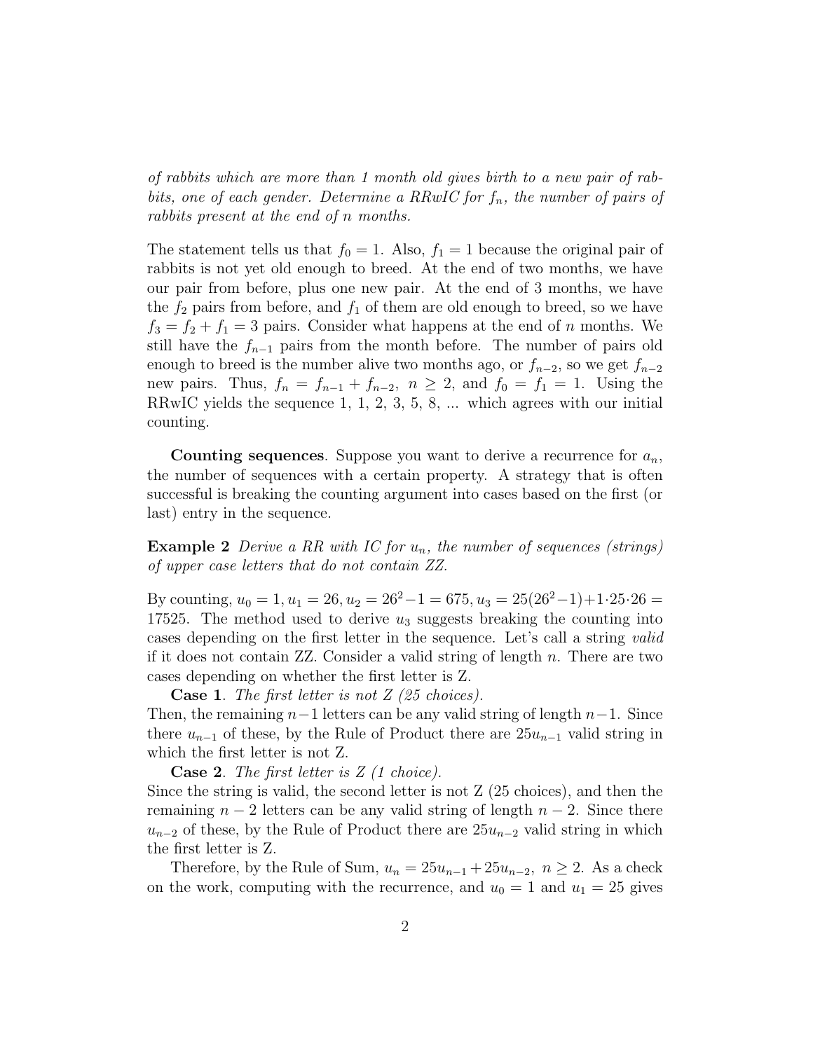*of rabbits which are more than 1 month old gives birth to a new pair of rabbits, one of each gender. Determine a RRwIC for $f_n$, the number of pairs of rabbits present at the end of n months.*

The statement tells us that $f_0 = 1$. Also, $f_1 = 1$ because the original pair of rabbits is not yet old enough to breed. At the end of two months, we have our pair from before, plus one new pair. At the end of 3 months, we have the $f_2$ pairs from before, and $f_1$ of them are old enough to breed, so we have $f_3 = f_2 + f_1 = 3$ pairs. Consider what happens at the end of $n$ months. We still have the $f_{n-1}$ pairs from the month before. The number of pairs old enough to breed is the number alive two months ago, or $f_{n-2}$, so we get $f_{n-2}$ new pairs. Thus, $f_n = f_{n-1} + f_{n-2},\ n \geq 2$, and $f_0 = f_1 = 1$. Using the RRwIC yields the sequence 1, 1, 2, 3, 5, 8, ... which agrees with our initial counting.

**Counting sequences**. Suppose you want to derive a recurrence for $a_n$, the number of sequences with a certain property. A strategy that is often successful is breaking the counting argument into cases based on the first (or last) entry in the sequence.

**Example 2** *Derive a RR with IC for $u_n$, the number of sequences (strings) of upper case letters that do not contain ZZ.*

By counting, $u_0 = 1, u_1 = 26, u_2 = 26^2 - 1 = 675, u_3 = 25(26^2 - 1) + 1 \cdot 25 \cdot 26 = 17525$. The method used to derive $u_3$ suggests breaking the counting into cases depending on the first letter in the sequence. Let's call a string *valid* if it does not contain ZZ. Consider a valid string of length $n$. There are two cases depending on whether the first letter is Z.

**Case 1**. *The first letter is not Z (25 choices).*
Then, the remaining $n-1$ letters can be any valid string of length $n-1$. Since there $u_{n-1}$ of these, by the Rule of Product there are $25u_{n-1}$ valid string in which the first letter is not Z.

**Case 2**. *The first letter is Z (1 choice).*
Since the string is valid, the second letter is not Z (25 choices), and then the remaining $n-2$ letters can be any valid string of length $n-2$. Since there $u_{n-2}$ of these, by the Rule of Product there are $25u_{n-2}$ valid string in which the first letter is Z.

Therefore, by the Rule of Sum, $u_n = 25u_{n-1} + 25u_{n-2},\ n \geq 2$. As a check on the work, computing with the recurrence, and $u_0 = 1$ and $u_1 = 25$ gives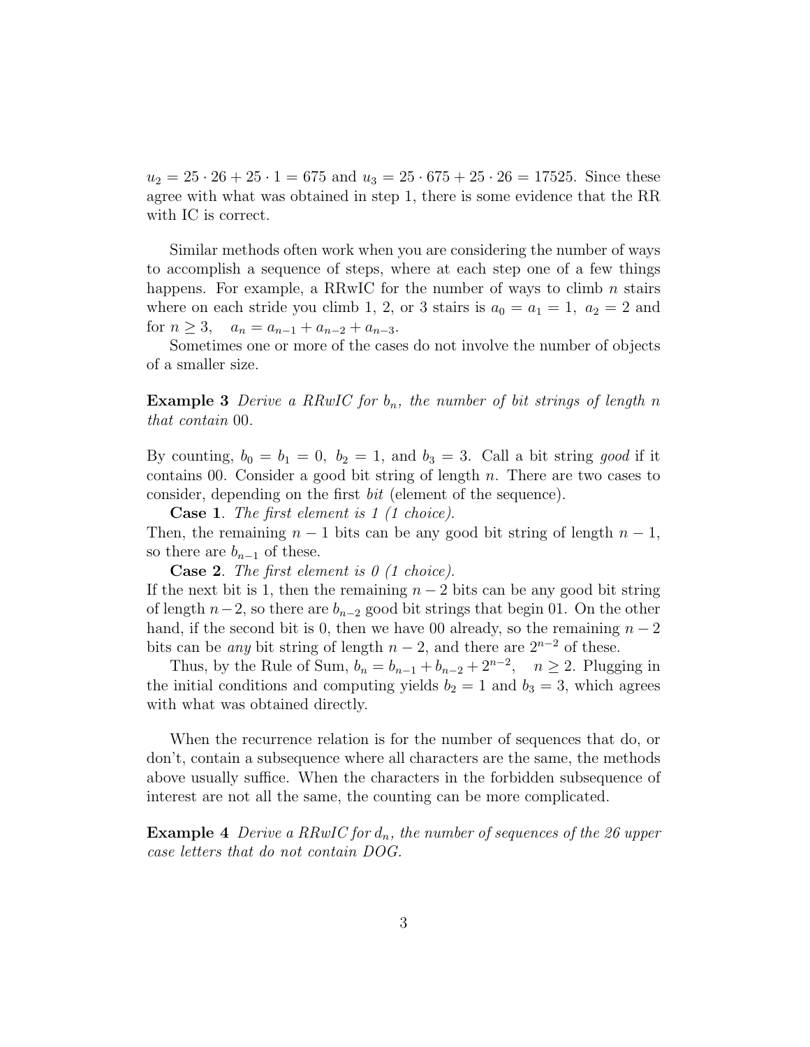$u_2 = 25 \cdot 26 + 25 \cdot 1 = 675$ and $u_3 = 25 \cdot 675 + 25 \cdot 26 = 17525$. Since these agree with what was obtained in step 1, there is some evidence that the RR with IC is correct.

Similar methods often work when you are considering the number of ways to accomplish a sequence of steps, where at each step one of a few things happens. For example, a RRwIC for the number of ways to climb $n$ stairs where on each stride you climb 1, 2, or 3 stairs is $a_0 = a_1 = 1,\ a_2 = 2$ and for $n \geq 3, \quad a_n = a_{n-1} + a_{n-2} + a_{n-3}$.

Sometimes one or more of the cases do not involve the number of objects of a smaller size.

**Example 3** *Derive a RRwIC for $b_n$, the number of bit strings of length $n$ that contain* 00*.*

By counting, $b_0 = b_1 = 0,\ b_2 = 1$, and $b_3 = 3$. Call a bit string *good* if it contains 00. Consider a good bit string of length $n$. There are two cases to consider, depending on the first *bit* (element of the sequence).

**Case 1**. *The first element is 1 (1 choice).*
Then, the remaining $n-1$ bits can be any good bit string of length $n-1$, so there are $b_{n-1}$ of these.

**Case 2**. *The first element is 0 (1 choice).*
If the next bit is 1, then the remaining $n-2$ bits can be any good bit string of length $n-2$, so there are $b_{n-2}$ good bit strings that begin 01. On the other hand, if the second bit is 0, then we have 00 already, so the remaining $n-2$ bits can be *any* bit string of length $n-2$, and there are $2^{n-2}$ of these.

Thus, by the Rule of Sum, $b_n = b_{n-1} + b_{n-2} + 2^{n-2}, \quad n \geq 2$. Plugging in the initial conditions and computing yields $b_2 = 1$ and $b_3 = 3$, which agrees with what was obtained directly.

When the recurrence relation is for the number of sequences that do, or don't, contain a subsequence where all characters are the same, the methods above usually suffice. When the characters in the forbidden subsequence of interest are not all the same, the counting can be more complicated.

**Example 4** *Derive a RRwIC for $d_n$, the number of sequences of the 26 upper case letters that do not contain DOG.*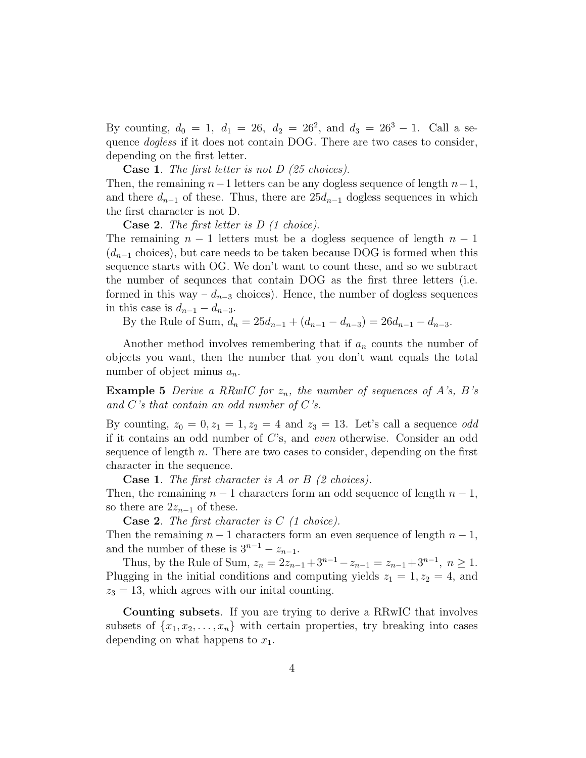By counting, $d_0 = 1$, $d_1 = 26$, $d_2 = 26^2$, and $d_3 = 26^3 - 1$. Call a sequence *dogless* if it does not contain DOG. There are two cases to consider, depending on the first letter.

**Case 1**. *The first letter is not D (25 choices).*
Then, the remaining $n-1$ letters can be any dogless sequence of length $n-1$, and there $d_{n-1}$ of these. Thus, there are $25d_{n-1}$ dogless sequences in which the first character is not D.

**Case 2**. *The first letter is D (1 choice).*
The remaining $n-1$ letters must be a dogless sequence of length $n-1$ ($d_{n-1}$ choices), but care needs to be taken because DOG is formed when this sequence starts with OG. We don't want to count these, and so we subtract the number of sequnces that contain DOG as the first three letters (i.e. formed in this way – $d_{n-3}$ choices). Hence, the number of dogless sequences in this case is $d_{n-1} - d_{n-3}$.

By the Rule of Sum, $d_n = 25d_{n-1} + (d_{n-1} - d_{n-3}) = 26d_{n-1} - d_{n-3}$.

Another method involves remembering that if $a_n$ counts the number of objects you want, then the number that you don't want equals the total number of object minus $a_n$.

**Example 5** *Derive a RRwIC for $z_n$, the number of sequences of A's, B's and C's that contain an odd number of C's.*

By counting, $z_0 = 0, z_1 = 1, z_2 = 4$ and $z_3 = 13$. Let's call a sequence *odd* if it contains an odd number of $C$'s, and *even* otherwise. Consider an odd sequence of length $n$. There are two cases to consider, depending on the first character in the sequence.

**Case 1**. *The first character is A or B (2 choices).*
Then, the remaining $n-1$ characters form an odd sequence of length $n-1$, so there are $2z_{n-1}$ of these.

**Case 2**. *The first character is C (1 choice).*
Then the remaining $n-1$ characters form an even sequence of length $n-1$, and the number of these is $3^{n-1} - z_{n-1}$.

Thus, by the Rule of Sum, $z_n = 2z_{n-1} + 3^{n-1} - z_{n-1} = z_{n-1} + 3^{n-1}$, $n \geq 1$. Plugging in the initial conditions and computing yields $z_1 = 1, z_2 = 4$, and $z_3 = 13$, which agrees with our inital counting.

**Counting subsets**. If you are trying to derive a RRwIC that involves subsets of $\{x_1, x_2, \ldots, x_n\}$ with certain properties, try breaking into cases depending on what happens to $x_1$.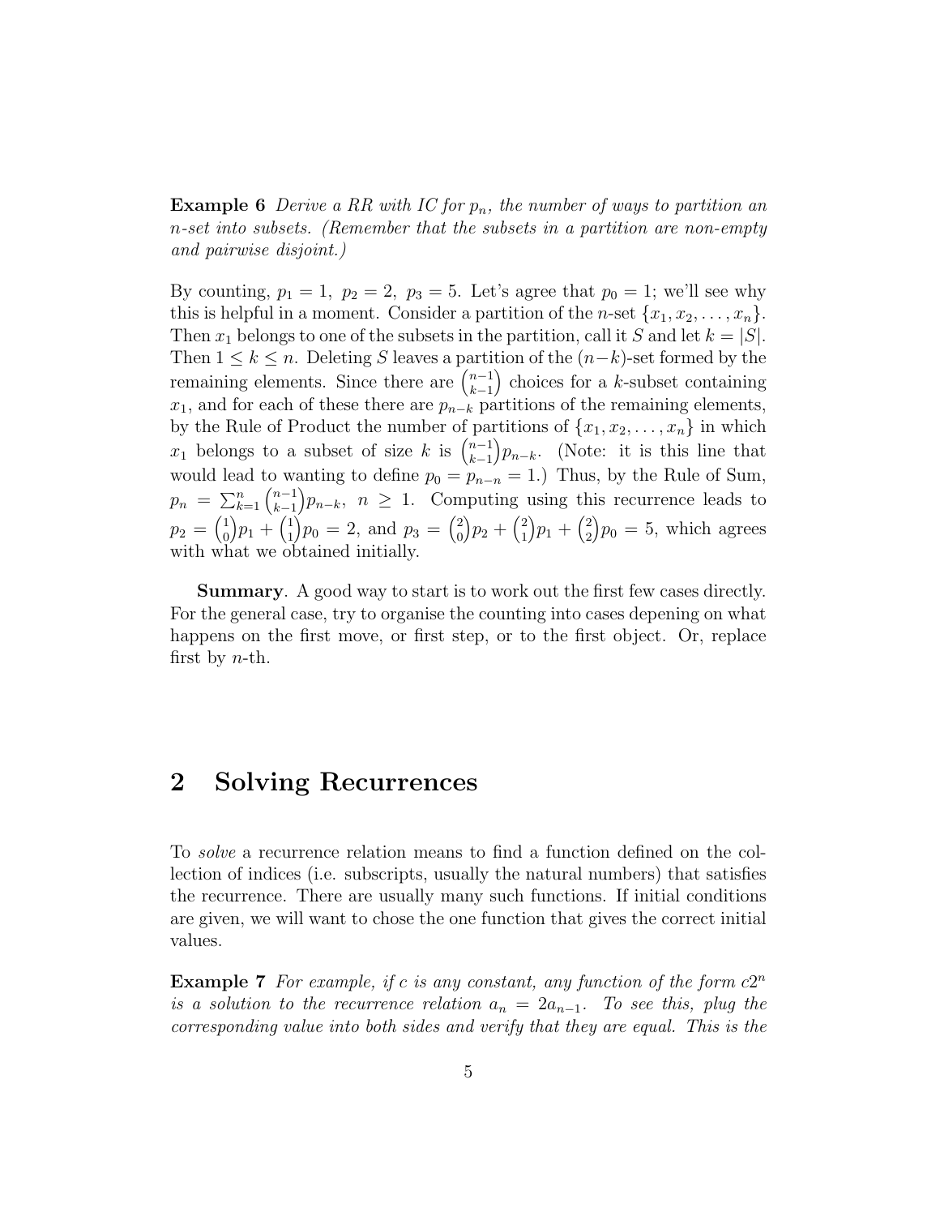**Example 6** *Derive a RR with IC for $p_n$, the number of ways to partition an $n$-set into subsets. (Remember that the subsets in a partition are non-empty and pairwise disjoint.)*

By counting, $p_1 = 1,\ p_2 = 2,\ p_3 = 5$. Let's agree that $p_0 = 1$; we'll see why this is helpful in a moment. Consider a partition of the $n$-set $\{x_1, x_2, \ldots, x_n\}$. Then $x_1$ belongs to one of the subsets in the partition, call it $S$ and let $k = |S|$. Then $1 \leq k \leq n$. Deleting $S$ leaves a partition of the $(n-k)$-set formed by the remaining elements. Since there are $\binom{n-1}{k-1}$ choices for a $k$-subset containing $x_1$, and for each of these there are $p_{n-k}$ partitions of the remaining elements, by the Rule of Product the number of partitions of $\{x_1, x_2, \ldots, x_n\}$ in which $x_1$ belongs to a subset of size $k$ is $\binom{n-1}{k-1}p_{n-k}$. (Note: it is this line that would lead to wanting to define $p_0 = p_{n-n} = 1$.) Thus, by the Rule of Sum, $p_n = \sum_{k=1}^{n} \binom{n-1}{k-1}p_{n-k},\ n \geq 1$. Computing using this recurrence leads to $p_2 = \binom{1}{0}p_1 + \binom{1}{1}p_0 = 2$, and $p_3 = \binom{2}{0}p_2 + \binom{2}{1}p_1 + \binom{2}{2}p_0 = 5$, which agrees with what we obtained initially.

**Summary**. A good way to start is to work out the first few cases directly. For the general case, try to organise the counting into cases depening on what happens on the first move, or first step, or to the first object. Or, replace first by $n$-th.

## 2 Solving Recurrences

To *solve* a recurrence relation means to find a function defined on the collection of indices (i.e. subscripts, usually the natural numbers) that satisfies the recurrence. There are usually many such functions. If initial conditions are given, we will want to chose the one function that gives the correct initial values.

**Example 7** *For example, if $c$ is any constant, any function of the form $c2^n$ is a solution to the recurrence relation $a_n = 2a_{n-1}$. To see this, plug the corresponding value into both sides and verify that they are equal. This is the*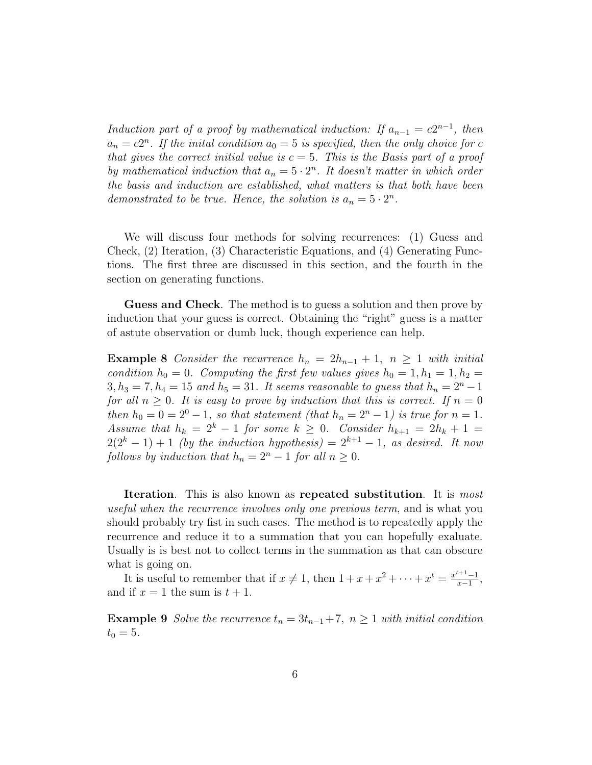*Induction part of a proof by mathematical induction: If $a_{n-1} = c2^{n-1}$, then $a_n = c2^n$. If the inital condition $a_0 = 5$ is specified, then the only choice for $c$ that gives the correct initial value is $c = 5$. This is the Basis part of a proof by mathematical induction that $a_n = 5 \cdot 2^n$. It doesn't matter in which order the basis and induction are established, what matters is that both have been demonstrated to be true. Hence, the solution is $a_n = 5 \cdot 2^n$.*

We will discuss four methods for solving recurrences: (1) Guess and Check, (2) Iteration, (3) Characteristic Equations, and (4) Generating Functions. The first three are discussed in this section, and the fourth in the section on generating functions.

**Guess and Check**. The method is to guess a solution and then prove by induction that your guess is correct. Obtaining the "right" guess is a matter of astute observation or dumb luck, though experience can help.

**Example 8** *Consider the recurrence $h_n = 2h_{n-1} + 1,\ n \geq 1$ with initial condition $h_0 = 0$. Computing the first few values gives $h_0 = 1, h_1 = 1, h_2 = 3, h_3 = 7, h_4 = 15$ and $h_5 = 31$. It seems reasonable to guess that $h_n = 2^n - 1$ for all $n \geq 0$. It is easy to prove by induction that this is correct. If $n = 0$ then $h_0 = 0 = 2^0 - 1$, so that statement (that $h_n = 2^n - 1$) is true for $n = 1$. Assume that $h_k = 2^k - 1$ for some $k \geq 0$. Consider $h_{k+1} = 2h_k + 1 = 2(2^k - 1) + 1$ (by the induction hypothesis) $= 2^{k+1} - 1$, as desired. It now follows by induction that $h_n = 2^n - 1$ for all $n \geq 0$.*

**Iteration**. This is also known as **repeated substitution**. It is *most useful when the recurrence involves only one previous term*, and is what you should probably try fist in such cases. The method is to repeatedly apply the recurrence and reduce it to a summation that you can hopefully exaluate. Usually is is best not to collect terms in the summation as that can obscure what is going on.

It is useful to remember that if $x \neq 1$, then $1 + x + x^2 + \cdots + x^t = \frac{x^{t+1}-1}{x-1}$, and if $x = 1$ the sum is $t + 1$.

**Example 9** *Solve the recurrence $t_n = 3t_{n-1} + 7,\ n \geq 1$ with initial condition $t_0 = 5$.*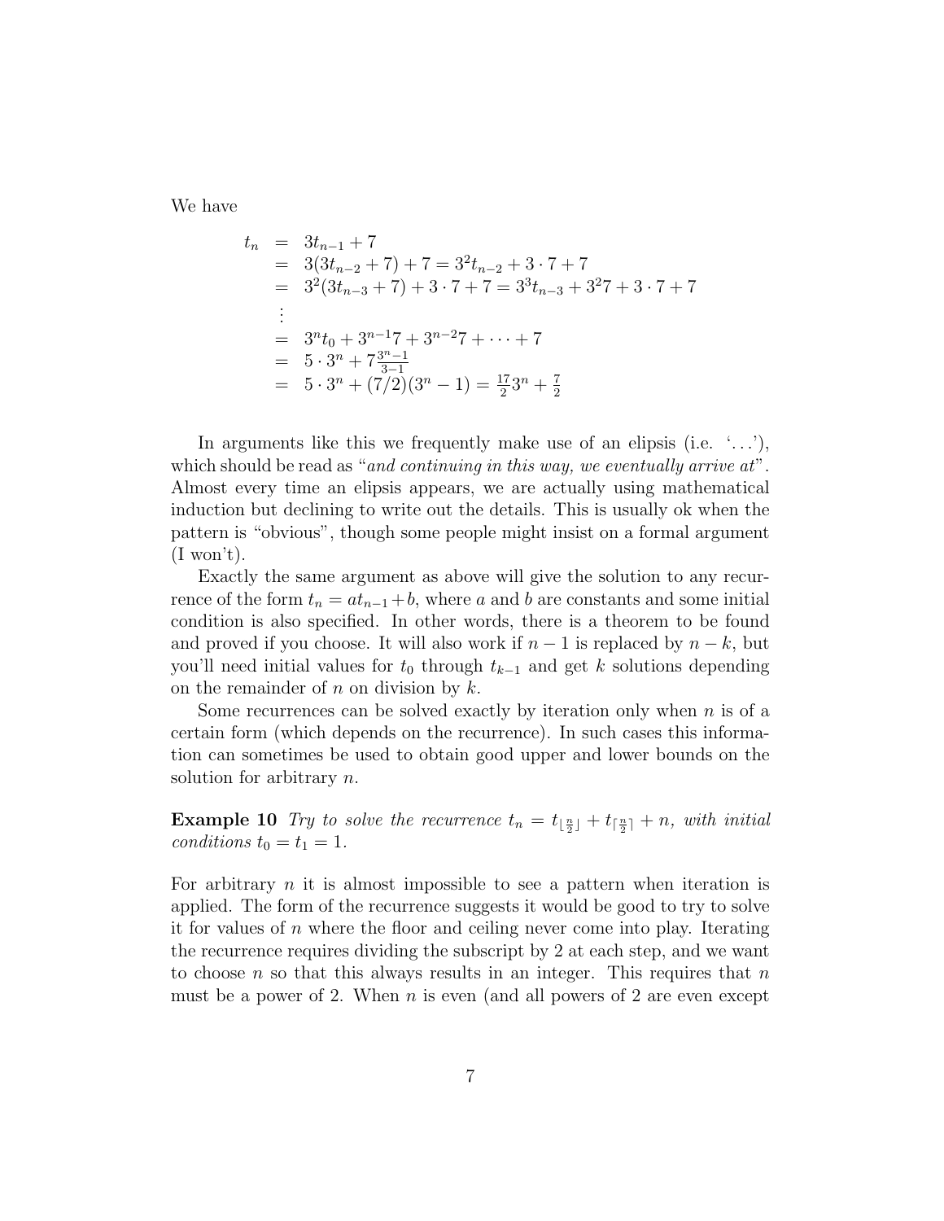We have

$$
\begin{aligned}
t_n &= 3t_{n-1} + 7 \\
&= 3(3t_{n-2} + 7) + 7 = 3^2 t_{n-2} + 3 \cdot 7 + 7 \\
&= 3^2(3t_{n-3} + 7) + 3 \cdot 7 + 7 = 3^3 t_{n-3} + 3^2 7 + 3 \cdot 7 + 7 \\
&\vdots \\
&= 3^n t_0 + 3^{n-1} 7 + 3^{n-2} 7 + \cdots + 7 \\
&= 5 \cdot 3^n + 7 \tfrac{3^n - 1}{3 - 1} \\
&= 5 \cdot 3^n + (7/2)(3^n - 1) = \tfrac{17}{2} 3^n + \tfrac{7}{2}
\end{aligned}
$$

In arguments like this we frequently make use of an elipsis (i.e. '...'), which should be read as "*and continuing in this way, we eventually arrive at*". Almost every time an elipsis appears, we are actually using mathematical induction but declining to write out the details. This is usually ok when the pattern is "obvious", though some people might insist on a formal argument (I won't).

Exactly the same argument as above will give the solution to any recurrence of the form $t_n = at_{n-1} + b$, where $a$ and $b$ are constants and some initial condition is also specified. In other words, there is a theorem to be found and proved if you choose. It will also work if $n-1$ is replaced by $n-k$, but you'll need initial values for $t_0$ through $t_{k-1}$ and get $k$ solutions depending on the remainder of $n$ on division by $k$.

Some recurrences can be solved exactly by iteration only when $n$ is of a certain form (which depends on the recurrence). In such cases this information can sometimes be used to obtain good upper and lower bounds on the solution for arbitrary $n$.

**Example 10** *Try to solve the recurrence* $t_n = t_{\lfloor \frac{n}{2} \rfloor} + t_{\lceil \frac{n}{2} \rceil} + n$, *with initial conditions* $t_0 = t_1 = 1$.

For arbitrary $n$ it is almost impossible to see a pattern when iteration is applied. The form of the recurrence suggests it would be good to try to solve it for values of $n$ where the floor and ceiling never come into play. Iterating the recurrence requires dividing the subscript by 2 at each step, and we want to choose $n$ so that this always results in an integer. This requires that $n$ must be a power of 2. When $n$ is even (and all powers of 2 are even except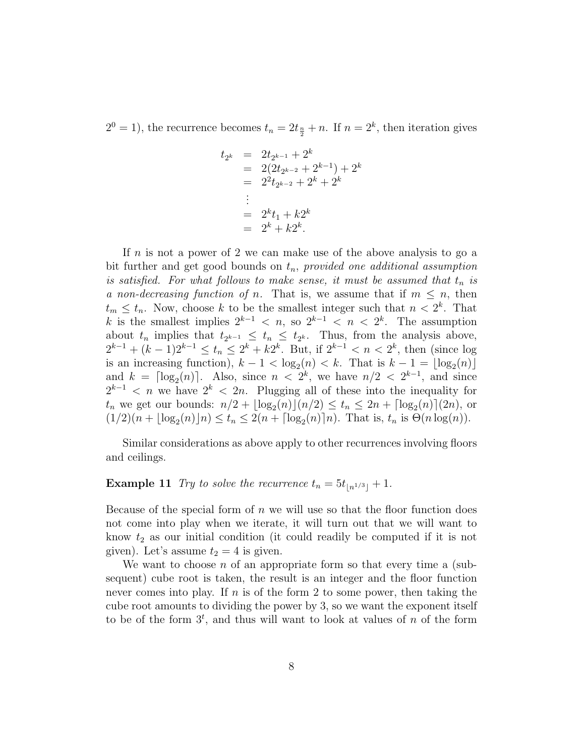$2^0 = 1$), the recurrence becomes $t_n = 2t_{\frac{n}{2}} + n$. If $n = 2^k$, then iteration gives

$$
\begin{aligned}
t_{2^k} &= 2t_{2^{k-1}} + 2^k \\
&= 2(2t_{2^{k-2}} + 2^{k-1}) + 2^k \\
&= 2^2 t_{2^{k-2}} + 2^k + 2^k \\
&\vdots \\
&= 2^k t_1 + k2^k \\
&= 2^k + k2^k.
\end{aligned}
$$

If $n$ is not a power of 2 we can make use of the above analysis to go a bit further and get good bounds on $t_n$, *provided one additional assumption is satisfied. For what follows to make sense, it must be assumed that $t_n$ is a non-decreasing function of $n$.* That is, we assume that if $m \leq n$, then $t_m \leq t_n$. Now, choose $k$ to be the smallest integer such that $n < 2^k$. That $k$ is the smallest implies $2^{k-1} < n$, so $2^{k-1} < n < 2^k$. The assumption about $t_n$ implies that $t_{2^{k-1}} \leq t_n \leq t_{2^k}$. Thus, from the analysis above, $2^{k-1} + (k-1)2^{k-1} \leq t_n \leq 2^k + k2^k$. But, if $2^{k-1} < n < 2^k$, then (since log is an increasing function), $k - 1 < \log_2(n) < k$. That is $k - 1 = \lfloor \log_2(n) \rfloor$ and $k = \lceil \log_2(n) \rceil$. Also, since $n < 2^k$, we have $n/2 < 2^{k-1}$, and since $2^{k-1} < n$ we have $2^k < 2n$. Plugging all of these into the inequality for $t_n$ we get our bounds: $n/2 + \lfloor \log_2(n) \rfloor (n/2) \leq t_n \leq 2n + \lceil \log_2(n) \rceil (2n)$, or $(1/2)(n + \lfloor \log_2(n) \rfloor n) \leq t_n \leq 2(n + \lceil \log_2(n) \rceil n)$. That is, $t_n$ is $\Theta(n \log(n))$.

Similar considerations as above apply to other recurrences involving floors and ceilings.

**Example 11** *Try to solve the recurrence $t_n = 5t_{\lfloor n^{1/3} \rfloor} + 1$.*

Because of the special form of $n$ we will use so that the floor function does not come into play when we iterate, it will turn out that we will want to know $t_2$ as our initial condition (it could readily be computed if it is not given). Let's assume $t_2 = 4$ is given.

We want to choose $n$ of an appropriate form so that every time a (subsequent) cube root is taken, the result is an integer and the floor function never comes into play. If $n$ is of the form 2 to some power, then taking the cube root amounts to dividing the power by 3, so we want the exponent itself to be of the form $3^t$, and thus will want to look at values of $n$ of the form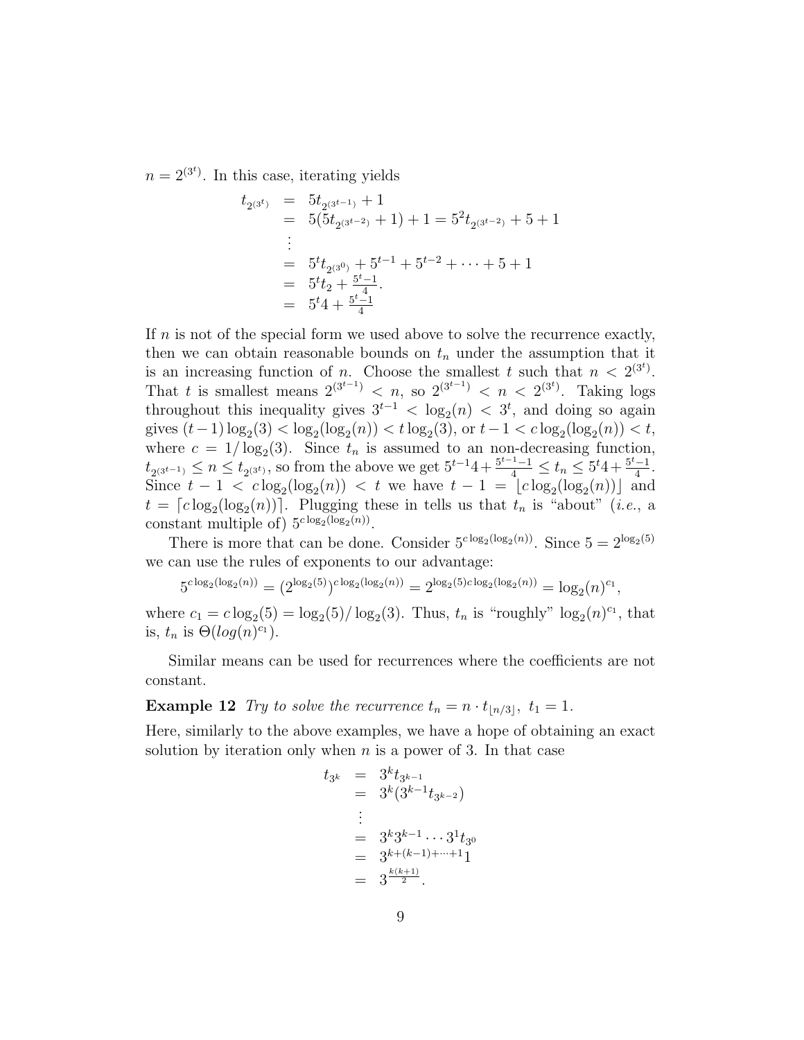$n = 2^{(3^t)}$. In this case, iterating yields

$$
\begin{aligned}
t_{2^{(3^t)}} &= 5t_{2^{(3^{t-1})}} + 1 \\
&= 5(5t_{2^{(3^{t-2})}} + 1) + 1 = 5^2 t_{2^{(3^{t-2})}} + 5 + 1 \\
&\vdots \\
&= 5^t t_{2^{(3^0)}} + 5^{t-1} + 5^{t-2} + \cdots + 5 + 1 \\
&= 5^t t_2 + \tfrac{5^t - 1}{4}. \\
&= 5^t 4 + \tfrac{5^t - 1}{4}
\end{aligned}
$$

If $n$ is not of the special form we used above to solve the recurrence exactly, then we can obtain reasonable bounds on $t_n$ under the assumption that it is an increasing function of $n$. Choose the smallest $t$ such that $n < 2^{(3^t)}$. That $t$ is smallest means $2^{(3^{t-1})} < n$, so $2^{(3^{t-1})} < n < 2^{(3^t)}$. Taking logs throughout this inequality gives $3^{t-1} < \log_2(n) < 3^t$, and doing so again gives $(t-1)\log_2(3) < \log_2(\log_2(n)) < t\log_2(3)$, or $t - 1 < c\log_2(\log_2(n)) < t$, where $c = 1/\log_2(3)$. Since $t_n$ is assumed to an non-decreasing function, $t_{2^{(3^{t-1})}} \leq n \leq t_{2^{(3^t)}}$, so from the above we get $5^{t-1}4 + \frac{5^{t-1}-1}{4} \leq t_n \leq 5^t 4 + \frac{5^t - 1}{4}$. Since $t - 1 < c\log_2(\log_2(n)) < t$ we have $t - 1 = \lfloor c\log_2(\log_2(n)) \rfloor$ and $t = \lceil c\log_2(\log_2(n)) \rceil$. Plugging these in tells us that $t_n$ is "about" (*i.e.*, a constant multiple of) $5^{c\log_2(\log_2(n))}$.

There is more that can be done. Consider $5^{c\log_2(\log_2(n))}$. Since $5 = 2^{\log_2(5)}$ we can use the rules of exponents to our advantage:

$$
5^{c\log_2(\log_2(n))} = (2^{\log_2(5)})^{c\log_2(\log_2(n))} = 2^{\log_2(5)c\log_2(\log_2(n))} = \log_2(n)^{c_1},
$$

where $c_1 = c\log_2(5) = \log_2(5)/\log_2(3)$. Thus, $t_n$ is "roughly" $\log_2(n)^{c_1}$, that is, $t_n$ is $\Theta(log(n)^{c_1})$.

Similar means can be used for recurrences where the coefficients are not constant.

**Example 12** *Try to solve the recurrence* $t_n = n \cdot t_{\lfloor n/3 \rfloor},\ t_1 = 1$.

Here, similarly to the above examples, we have a hope of obtaining an exact solution by iteration only when $n$ is a power of 3. In that case

$$
\begin{aligned}
t_{3^k} &= 3^k t_{3^{k-1}} \\
&= 3^k(3^{k-1} t_{3^{k-2}}) \\
&\vdots \\
&= 3^k 3^{k-1} \cdots 3^1 t_{3^0} \\
&= 3^{k + (k-1) + \cdots + 1} 1 \\
&= 3^{\frac{k(k+1)}{2}}.
\end{aligned}
$$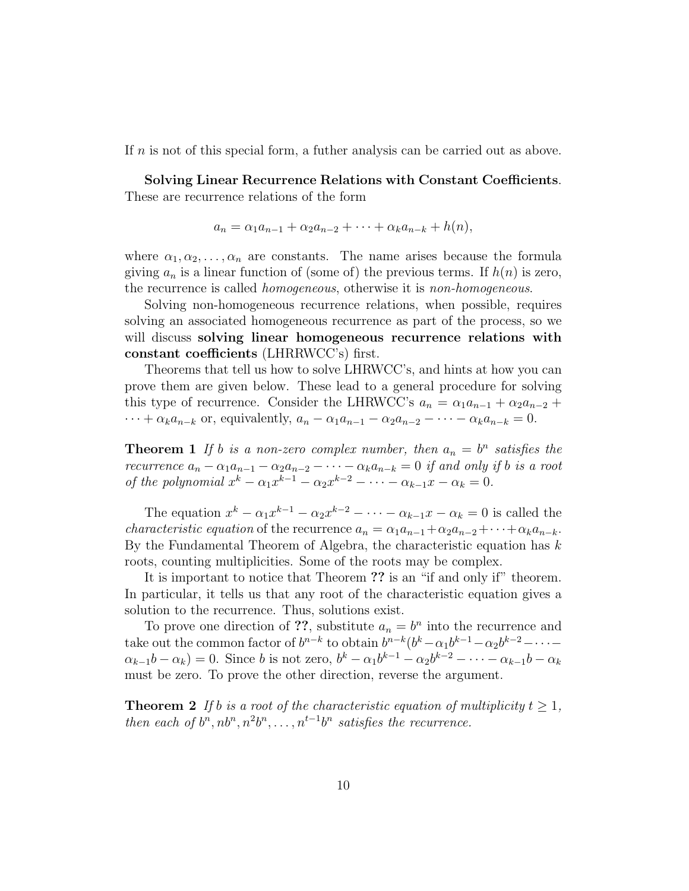If $n$ is not of this special form, a futher analysis can be carried out as above.

**Solving Linear Recurrence Relations with Constant Coefficients**. These are recurrence relations of the form

$$a_n = \alpha_1 a_{n-1} + \alpha_2 a_{n-2} + \cdots + \alpha_k a_{n-k} + h(n),$$

where $\alpha_1, \alpha_2, \ldots, \alpha_n$ are constants. The name arises because the formula giving $a_n$ is a linear function of (some of) the previous terms. If $h(n)$ is zero, the recurrence is called *homogeneous*, otherwise it is *non-homogeneous*.

Solving non-homogeneous recurrence relations, when possible, requires solving an associated homogeneous recurrence as part of the process, so we will discuss **solving linear homogeneous recurrence relations with constant coefficients** (LHRRWCC's) first.

Theorems that tell us how to solve LHRWCC's, and hints at how you can prove them are given below. These lead to a general procedure for solving this type of recurrence. Consider the LHRWCC's $a_n = \alpha_1 a_{n-1} + \alpha_2 a_{n-2} + \cdots + \alpha_k a_{n-k}$ or, equivalently, $a_n - \alpha_1 a_{n-1} - \alpha_2 a_{n-2} - \cdots - \alpha_k a_{n-k} = 0$.

**Theorem 1** *If $b$ is a non-zero complex number, then $a_n = b^n$ satisfies the recurrence $a_n - \alpha_1 a_{n-1} - \alpha_2 a_{n-2} - \cdots - \alpha_k a_{n-k} = 0$ if and only if $b$ is a root of the polynomial $x^k - \alpha_1 x^{k-1} - \alpha_2 x^{k-2} - \cdots - \alpha_{k-1} x - \alpha_k = 0$.*

The equation $x^k - \alpha_1 x^{k-1} - \alpha_2 x^{k-2} - \cdots - \alpha_{k-1} x - \alpha_k = 0$ is called the *characteristic equation* of the recurrence $a_n = \alpha_1 a_{n-1} + \alpha_2 a_{n-2} + \cdots + \alpha_k a_{n-k}$. By the Fundamental Theorem of Algebra, the characteristic equation has $k$ roots, counting multiplicities. Some of the roots may be complex.

It is important to notice that Theorem **??** is an "if and only if" theorem. In particular, it tells us that any root of the characteristic equation gives a solution to the recurrence. Thus, solutions exist.

To prove one direction of **??**, substitute $a_n = b^n$ into the recurrence and take out the common factor of $b^{n-k}$ to obtain $b^{n-k}(b^k - \alpha_1 b^{k-1} - \alpha_2 b^{k-2} - \cdots - \alpha_{k-1} b - \alpha_k) = 0$. Since $b$ is not zero, $b^k - \alpha_1 b^{k-1} - \alpha_2 b^{k-2} - \cdots - \alpha_{k-1} b - \alpha_k$ must be zero. To prove the other direction, reverse the argument.

**Theorem 2** *If $b$ is a root of the characteristic equation of multiplicity $t \geq 1$, then each of $b^n, nb^n, n^2 b^n, \ldots, n^{t-1} b^n$ satisfies the recurrence.*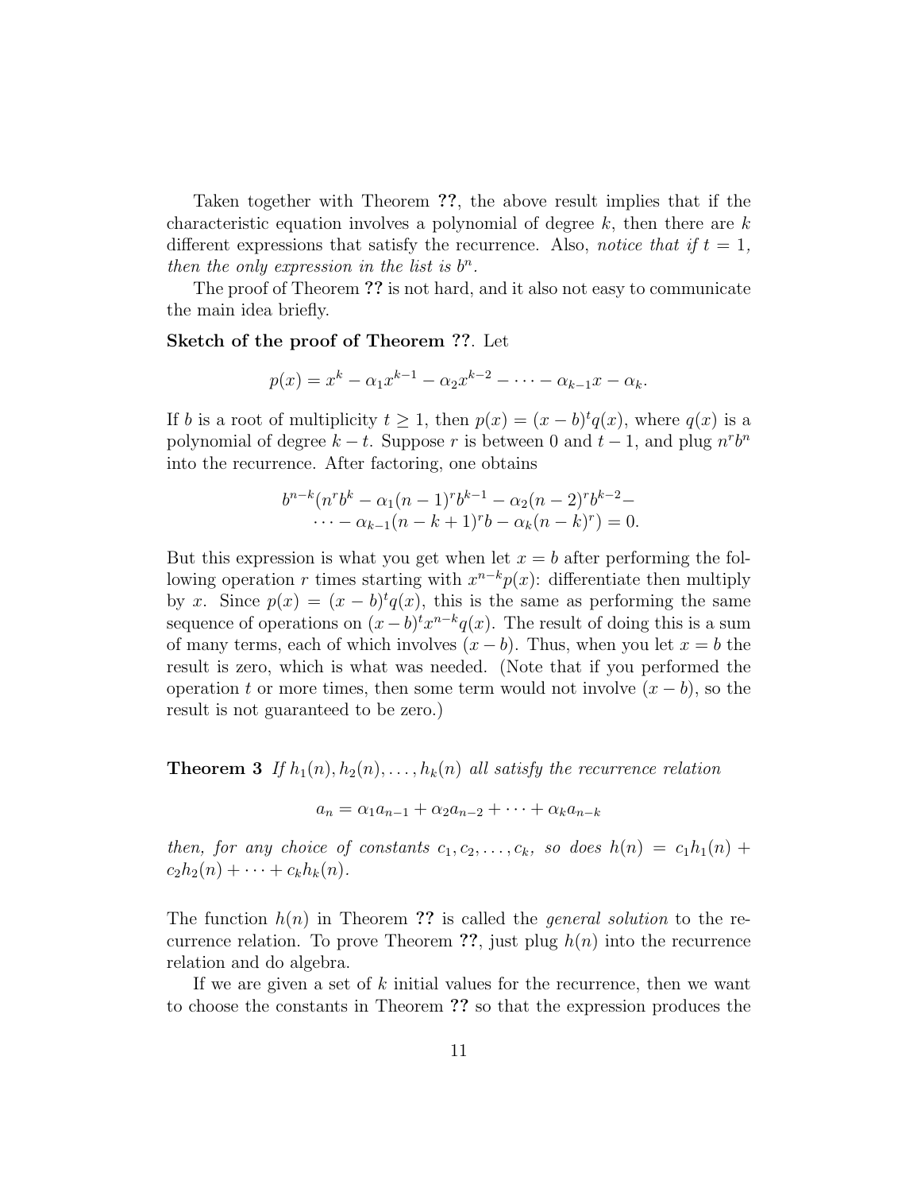Taken together with Theorem **??**, the above result implies that if the characteristic equation involves a polynomial of degree $k$, then there are $k$ different expressions that satisfy the recurrence. Also, *notice that if $t = 1$, then the only expression in the list is $b^n$.*

The proof of Theorem **??** is not hard, and it also not easy to communicate the main idea briefly.

**Sketch of the proof of Theorem ??**. Let

$$p(x) = x^k - \alpha_1 x^{k-1} - \alpha_2 x^{k-2} - \cdots - \alpha_{k-1} x - \alpha_k.$$

If $b$ is a root of multiplicity $t \geq 1$, then $p(x) = (x-b)^t q(x)$, where $q(x)$ is a polynomial of degree $k - t$. Suppose $r$ is between 0 and $t-1$, and plug $n^r b^n$ into the recurrence. After factoring, one obtains

$$b^{n-k}(n^r b^k - \alpha_1 (n-1)^r b^{k-1} - \alpha_2 (n-2)^r b^{k-2} - \\ \cdots - \alpha_{k-1}(n-k+1)^r b - \alpha_k (n-k)^r) = 0.$$

But this expression is what you get when let $x = b$ after performing the following operation $r$ times starting with $x^{n-k} p(x)$: differentiate then multiply by $x$. Since $p(x) = (x-b)^t q(x)$, this is the same as performing the same sequence of operations on $(x-b)^t x^{n-k} q(x)$. The result of doing this is a sum of many terms, each of which involves $(x-b)$. Thus, when you let $x = b$ the result is zero, which is what was needed. (Note that if you performed the operation $t$ or more times, then some term would not involve $(x-b)$, so the result is not guaranteed to be zero.)

**Theorem 3** *If $h_1(n), h_2(n), \ldots, h_k(n)$ all satisfy the recurrence relation*

$$a_n = \alpha_1 a_{n-1} + \alpha_2 a_{n-2} + \cdots + \alpha_k a_{n-k}$$

*then, for any choice of constants $c_1, c_2, \ldots, c_k$, so does $h(n) = c_1 h_1(n) + c_2 h_2(n) + \cdots + c_k h_k(n)$.*

The function $h(n)$ in Theorem **??** is called the *general solution* to the recurrence relation. To prove Theorem **??**, just plug $h(n)$ into the recurrence relation and do algebra.

If we are given a set of $k$ initial values for the recurrence, then we want to choose the constants in Theorem **??** so that the expression produces the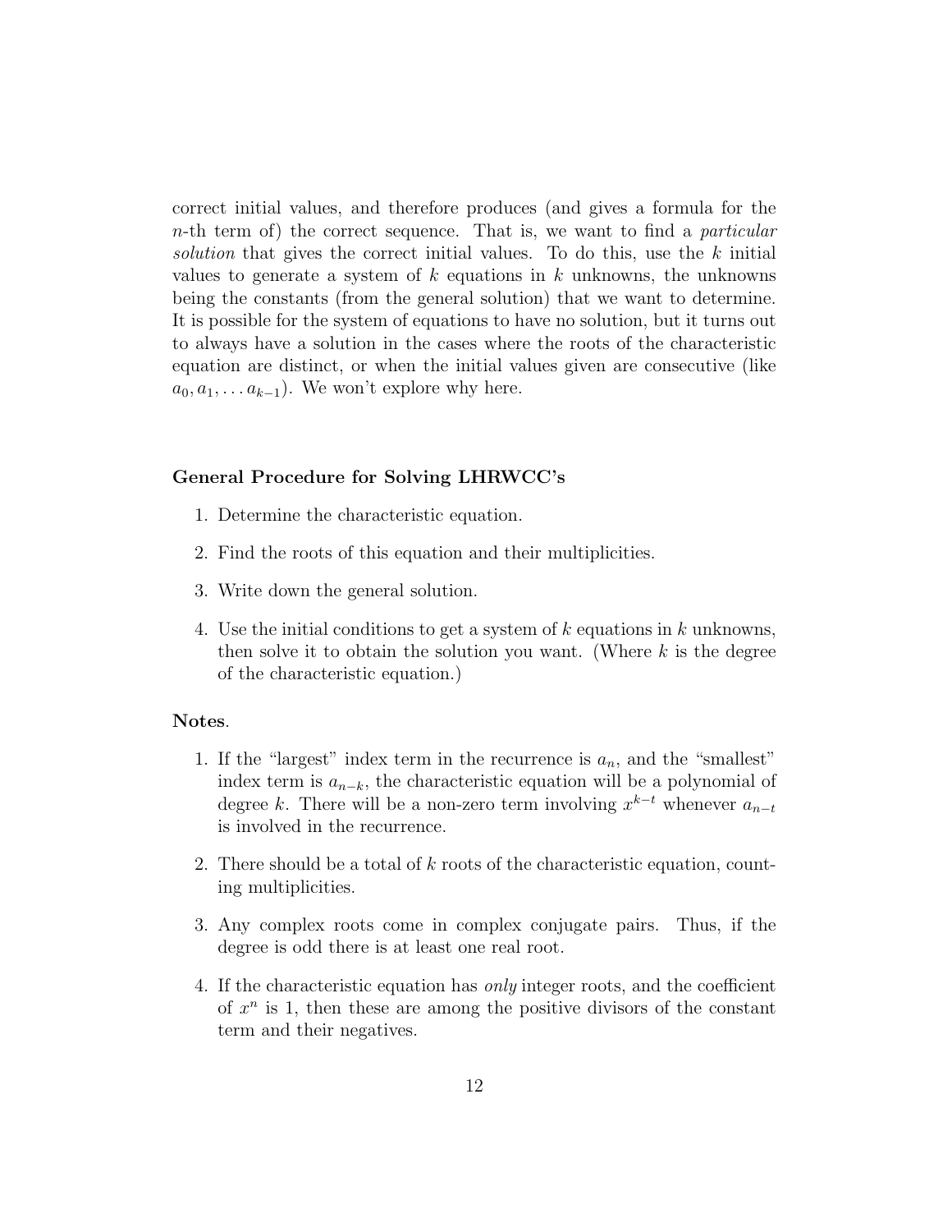correct initial values, and therefore produces (and gives a formula for the $n$-th term of) the correct sequence. That is, we want to find a *particular solution* that gives the correct initial values. To do this, use the $k$ initial values to generate a system of $k$ equations in $k$ unknowns, the unknowns being the constants (from the general solution) that we want to determine. It is possible for the system of equations to have no solution, but it turns out to always have a solution in the cases where the roots of the characteristic equation are distinct, or when the initial values given are consecutive (like $a_0, a_1, \ldots a_{k-1}$). We won't explore why here.

**General Procedure for Solving LHRWCC's**

1. Determine the characteristic equation.
2. Find the roots of this equation and their multiplicities.
3. Write down the general solution.
4. Use the initial conditions to get a system of $k$ equations in $k$ unknowns, then solve it to obtain the solution you want. (Where $k$ is the degree of the characteristic equation.)

**Notes**.

1. If the "largest" index term in the recurrence is $a_n$, and the "smallest" index term is $a_{n-k}$, the characteristic equation will be a polynomial of degree $k$. There will be a non-zero term involving $x^{k-t}$ whenever $a_{n-t}$ is involved in the recurrence.
2. There should be a total of $k$ roots of the characteristic equation, counting multiplicities.
3. Any complex roots come in complex conjugate pairs. Thus, if the degree is odd there is at least one real root.
4. If the characteristic equation has *only* integer roots, and the coefficient of $x^n$ is 1, then these are among the positive divisors of the constant term and their negatives.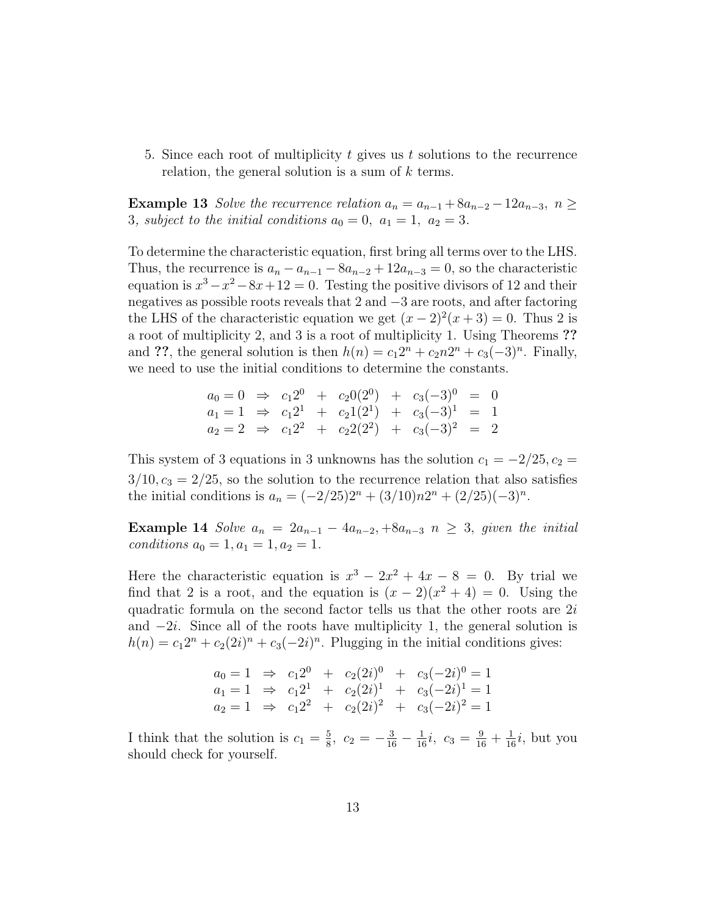5. Since each root of multiplicity $t$ gives us $t$ solutions to the recurrence relation, the general solution is a sum of $k$ terms.

**Example 13** *Solve the recurrence relation $a_n = a_{n-1} + 8a_{n-2} - 12a_{n-3},\ n \geq 3$, subject to the initial conditions $a_0 = 0,\ a_1 = 1,\ a_2 = 3$.*

To determine the characteristic equation, first bring all terms over to the LHS. Thus, the recurrence is $a_n - a_{n-1} - 8a_{n-2} + 12a_{n-3} = 0$, so the characteristic equation is $x^3 - x^2 - 8x + 12 = 0$. Testing the positive divisors of 12 and their negatives as possible roots reveals that 2 and $-3$ are roots, and after factoring the LHS of the characteristic equation we get $(x-2)^2(x+3) = 0$. Thus 2 is a root of multiplicity 2, and 3 is a root of multiplicity 1. Using Theorems **??** and **??**, the general solution is then $h(n) = c_1 2^n + c_2 n 2^n + c_3(-3)^n$. Finally, we need to use the initial conditions to determine the constants.

$$
\begin{array}{lllllll}
a_0 = 0 & \Rightarrow & c_1 2^0 & + & c_2 0(2^0) & + & c_3(-3)^0 & = & 0 \\
a_1 = 1 & \Rightarrow & c_1 2^1 & + & c_2 1(2^1) & + & c_3(-3)^1 & = & 1 \\
a_2 = 2 & \Rightarrow & c_1 2^2 & + & c_2 2(2^2) & + & c_3(-3)^2 & = & 2
\end{array}
$$

This system of 3 equations in 3 unknowns has the solution $c_1 = -2/25, c_2 = 3/10, c_3 = 2/25$, so the solution to the recurrence relation that also satisfies the initial conditions is $a_n = (-2/25)2^n + (3/10)n2^n + (2/25)(-3)^n$.

**Example 14** *Solve $a_n = 2a_{n-1} - 4a_{n-2}, +8a_{n-3}\ n \geq 3$, given the initial conditions $a_0 = 1, a_1 = 1, a_2 = 1$.*

Here the characteristic equation is $x^3 - 2x^2 + 4x - 8 = 0$. By trial we find that 2 is a root, and the equation is $(x-2)(x^2+4) = 0$. Using the quadratic formula on the second factor tells us that the other roots are $2i$ and $-2i$. Since all of the roots have multiplicity 1, the general solution is $h(n) = c_1 2^n + c_2(2i)^n + c_3(-2i)^n$. Plugging in the initial conditions gives:

$$
\begin{array}{llllllll}
a_0 = 1 & \Rightarrow & c_1 2^0 & + & c_2(2i)^0 & + & c_3(-2i)^0 = 1 \\
a_1 = 1 & \Rightarrow & c_1 2^1 & + & c_2(2i)^1 & + & c_3(-2i)^1 = 1 \\
a_2 = 1 & \Rightarrow & c_1 2^2 & + & c_2(2i)^2 & + & c_3(-2i)^2 = 1
\end{array}
$$

I think that the solution is $c_1 = \frac{5}{8},\ c_2 = -\frac{3}{16} - \frac{1}{16}i,\ c_3 = \frac{9}{16} + \frac{1}{16}i$, but you should check for yourself.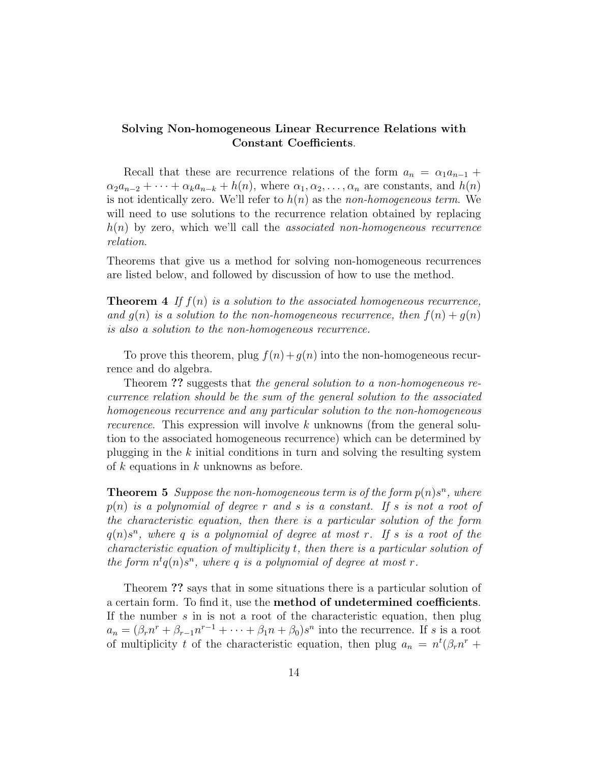**Solving Non-homogeneous Linear Recurrence Relations with Constant Coefficients**.

Recall that these are recurrence relations of the form $a_n = \alpha_1 a_{n-1} + \alpha_2 a_{n-2} + \cdots + \alpha_k a_{n-k} + h(n)$, where $\alpha_1, \alpha_2, \ldots, \alpha_n$ are constants, and $h(n)$ is not identically zero. We'll refer to $h(n)$ as the *non-homogeneous term*. We will need to use solutions to the recurrence relation obtained by replacing $h(n)$ by zero, which we'll call the *associated non-homogeneous recurrence relation*.

Theorems that give us a method for solving non-homogeneous recurrences are listed below, and followed by discussion of how to use the method.

**Theorem 4** *If $f(n)$ is a solution to the associated homogeneous recurrence, and $g(n)$ is a solution to the non-homogeneous recurrence, then $f(n) + g(n)$ is also a solution to the non-homogeneous recurrence.*

To prove this theorem, plug $f(n) + g(n)$ into the non-homogeneous recurrence and do algebra.

Theorem **??** suggests that *the general solution to a non-homogeneous recurrence relation should be the sum of the general solution to the associated homogeneous recurrence and any particular solution to the non-homogeneous recurence*. This expression will involve $k$ unknowns (from the general solution to the associated homogeneous recurrence) which can be determined by plugging in the $k$ initial conditions in turn and solving the resulting system of $k$ equations in $k$ unknowns as before.

**Theorem 5** *Suppose the non-homogeneous term is of the form $p(n)s^n$, where $p(n)$ is a polynomial of degree $r$ and $s$ is a constant. If $s$ is not a root of the characteristic equation, then there is a particular solution of the form $q(n)s^n$, where $q$ is a polynomial of degree at most $r$. If $s$ is a root of the characteristic equation of multiplicity $t$, then there is a particular solution of the form $n^t q(n)s^n$, where $q$ is a polynomial of degree at most $r$.*

Theorem **??** says that in some situations there is a particular solution of a certain form. To find it, use the **method of undetermined coefficients**. If the number $s$ in is not a root of the characteristic equation, then plug $a_n = (\beta_r n^r + \beta_{r-1} n^{r-1} + \cdots + \beta_1 n + \beta_0)s^n$ into the recurrence. If $s$ is a root of multiplicity $t$ of the characteristic equation, then plug $a_n = n^t(\beta_r n^r +$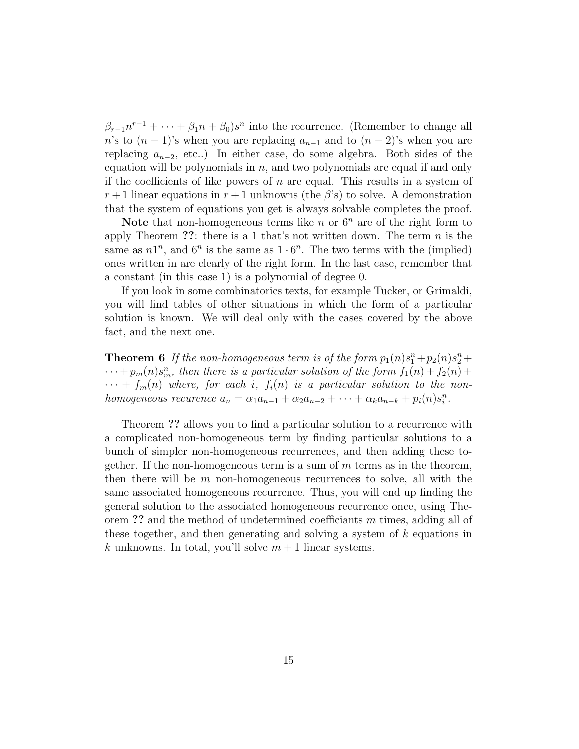$\beta_{r-1}n^{r-1} + \cdots + \beta_1 n + \beta_0)s^n$ into the recurrence. (Remember to change all $n$'s to $(n-1)$'s when you are replacing $a_{n-1}$ and to $(n-2)$'s when you are replacing $a_{n-2}$, etc..) In either case, do some algebra. Both sides of the equation will be polynomials in $n$, and two polynomials are equal if and only if the coefficients of like powers of $n$ are equal. This results in a system of $r+1$ linear equations in $r+1$ unknowns (the $\beta$'s) to solve. A demonstration that the system of equations you get is always solvable completes the proof.

**Note** that non-homogeneous terms like $n$ or $6^n$ are of the right form to apply Theorem **??**: there is a 1 that's not written down. The term $n$ is the same as $n1^n$, and $6^n$ is the same as $1 \cdot 6^n$. The two terms with the (implied) ones written in are clearly of the right form. In the last case, remember that a constant (in this case 1) is a polynomial of degree 0.

If you look in some combinatorics texts, for example Tucker, or Grimaldi, you will find tables of other situations in which the form of a particular solution is known. We will deal only with the cases covered by the above fact, and the next one.

**Theorem 6** *If the non-homogeneous term is of the form $p_1(n)s_1^n + p_2(n)s_2^n + \cdots + p_m(n)s_m^n$, then there is a particular solution of the form $f_1(n) + f_2(n) + \cdots + f_m(n)$ where, for each $i$, $f_i(n)$ is a particular solution to the non-homogeneous recurence $a_n = \alpha_1 a_{n-1} + \alpha_2 a_{n-2} + \cdots + \alpha_k a_{n-k} + p_i(n)s_i^n$.*

Theorem **??** allows you to find a particular solution to a recurrence with a complicated non-homogeneous term by finding particular solutions to a bunch of simpler non-homogeneous recurrences, and then adding these together. If the non-homogeneous term is a sum of $m$ terms as in the theorem, then there will be $m$ non-homogeneous recurrences to solve, all with the same associated homogeneous recurrence. Thus, you will end up finding the general solution to the associated homogeneous recurrence once, using Theorem **??** and the method of undetermined coefficients $m$ times, adding all of these together, and then generating and solving a system of $k$ equations in $k$ unknowns. In total, you'll solve $m+1$ linear systems.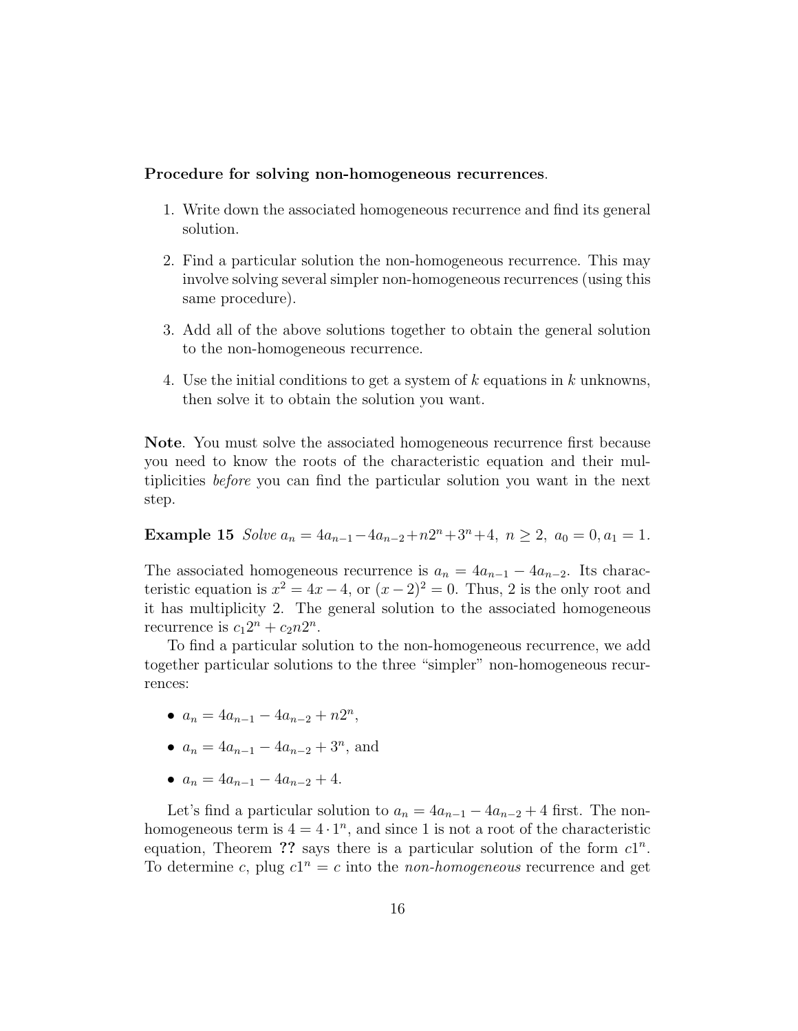**Procedure for solving non-homogeneous recurrences**.

1. Write down the associated homogeneous recurrence and find its general solution.
2. Find a particular solution the non-homogeneous recurrence. This may involve solving several simpler non-homogeneous recurrences (using this same procedure).
3. Add all of the above solutions together to obtain the general solution to the non-homogeneous recurrence.
4. Use the initial conditions to get a system of $k$ equations in $k$ unknowns, then solve it to obtain the solution you want.

**Note**. You must solve the associated homogeneous recurrence first because you need to know the roots of the characteristic equation and their multiplicities *before* you can find the particular solution you want in the next step.

**Example 15** *Solve* $a_n = 4a_{n-1} - 4a_{n-2} + n2^n + 3^n + 4,\ n \geq 2,\ a_0 = 0, a_1 = 1.$

The associated homogeneous recurrence is $a_n = 4a_{n-1} - 4a_{n-2}$. Its characteristic equation is $x^2 = 4x - 4$, or $(x-2)^2 = 0$. Thus, 2 is the only root and it has multiplicity 2. The general solution to the associated homogeneous recurrence is $c_1 2^n + c_2 n 2^n$.

To find a particular solution to the non-homogeneous recurrence, we add together particular solutions to the three "simpler" non-homogeneous recurrences:

- $a_n = 4a_{n-1} - 4a_{n-2} + n2^n$,
- $a_n = 4a_{n-1} - 4a_{n-2} + 3^n$, and
- $a_n = 4a_{n-1} - 4a_{n-2} + 4$.

Let's find a particular solution to $a_n = 4a_{n-1} - 4a_{n-2} + 4$ first. The non-homogeneous term is $4 = 4 \cdot 1^n$, and since 1 is not a root of the characteristic equation, Theorem **??** says there is a particular solution of the form $c1^n$. To determine $c$, plug $c1^n = c$ into the *non-homogeneous* recurrence and get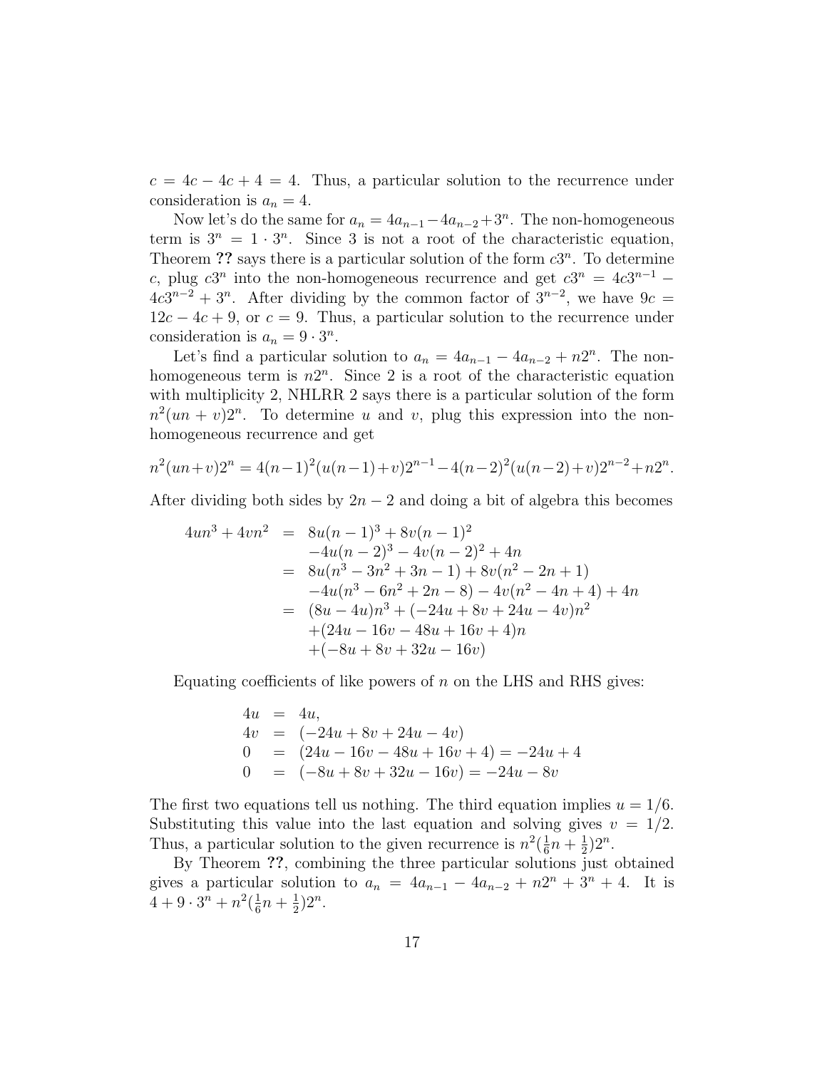$c = 4c - 4c + 4 = 4$. Thus, a particular solution to the recurrence under consideration is $a_n = 4$.

Now let's do the same for $a_n = 4a_{n-1} - 4a_{n-2} + 3^n$. The non-homogeneous term is $3^n = 1 \cdot 3^n$. Since 3 is not a root of the characteristic equation, Theorem **??** says there is a particular solution of the form $c3^n$. To determine $c$, plug $c3^n$ into the non-homogeneous recurrence and get $c3^n = 4c3^{n-1} - 4c3^{n-2} + 3^n$. After dividing by the common factor of $3^{n-2}$, we have $9c = 12c - 4c + 9$, or $c = 9$. Thus, a particular solution to the recurrence under consideration is $a_n = 9 \cdot 3^n$.

Let's find a particular solution to $a_n = 4a_{n-1} - 4a_{n-2} + n2^n$. The non-homogeneous term is $n2^n$. Since 2 is a root of the characteristic equation with multiplicity 2, NHLRR 2 says there is a particular solution of the form $n^2(un + v)2^n$. To determine $u$ and $v$, plug this expression into the non-homogeneous recurrence and get

$$n^2(un+v)2^n = 4(n-1)^2(u(n-1)+v)2^{n-1} - 4(n-2)^2(u(n-2)+v)2^{n-2} + n2^n.$$

After dividing both sides by $2n - 2$ and doing a bit of algebra this becomes

$$\begin{aligned}
4un^3 + 4vn^2 &= 8u(n-1)^3 + 8v(n-1)^2 \\
&\quad -4u(n-2)^3 - 4v(n-2)^2 + 4n \\
&= 8u(n^3 - 3n^2 + 3n - 1) + 8v(n^2 - 2n + 1) \\
&\quad -4u(n^3 - 6n^2 + 2n - 8) - 4v(n^2 - 4n + 4) + 4n \\
&= (8u - 4u)n^3 + (-24u + 8v + 24u - 4v)n^2 \\
&\quad +(24u - 16v - 48u + 16v + 4)n \\
&\quad +(-8u + 8v + 32u - 16v)
\end{aligned}$$

Equating coefficients of like powers of $n$ on the LHS and RHS gives:

$$\begin{aligned}
4u &= 4u, \\
4v &= (-24u + 8v + 24u - 4v) \\
0 &= (24u - 16v - 48u + 16v + 4) = -24u + 4 \\
0 &= (-8u + 8v + 32u - 16v) = -24u - 8v
\end{aligned}$$

The first two equations tell us nothing. The third equation implies $u = 1/6$. Substituting this value into the last equation and solving gives $v = 1/2$. Thus, a particular solution to the given recurrence is $n^2(\frac{1}{6}n + \frac{1}{2})2^n$.

By Theorem **??**, combining the three particular solutions just obtained gives a particular solution to $a_n = 4a_{n-1} - 4a_{n-2} + n2^n + 3^n + 4$. It is $4 + 9 \cdot 3^n + n^2(\frac{1}{6}n + \frac{1}{2})2^n$.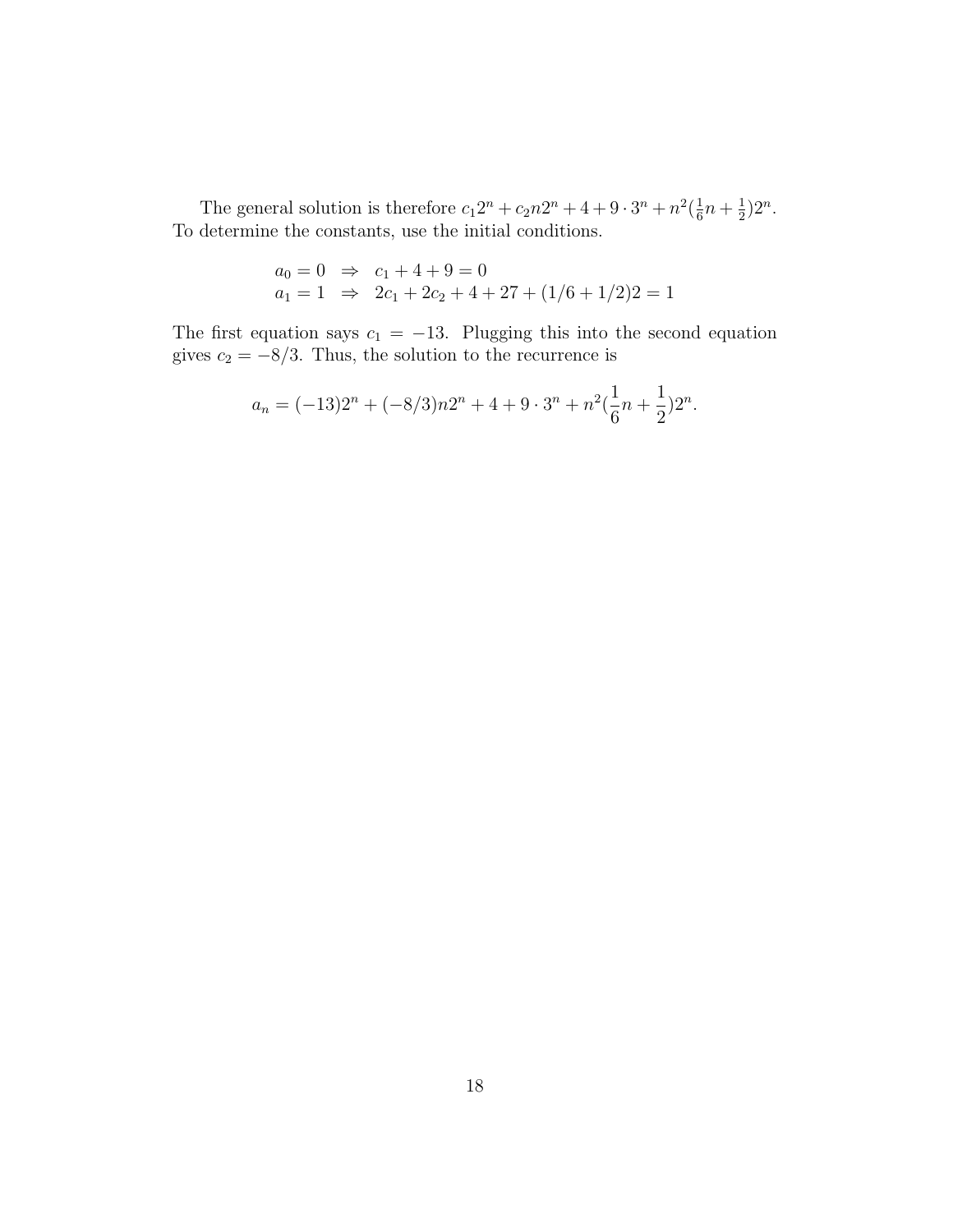The general solution is therefore $c_1 2^n + c_2 n 2^n + 4 + 9 \cdot 3^n + n^2(\frac{1}{6}n + \frac{1}{2})2^n$. To determine the constants, use the initial conditions.

$$
\begin{aligned}
a_0 = 0 &\;\Rightarrow\; c_1 + 4 + 9 = 0 \\
a_1 = 1 &\;\Rightarrow\; 2c_1 + 2c_2 + 4 + 27 + (1/6 + 1/2)2 = 1
\end{aligned}
$$

The first equation says $c_1 = -13$. Plugging this into the second equation gives $c_2 = -8/3$. Thus, the solution to the recurrence is

$$a_n = (-13)2^n + (-8/3)n2^n + 4 + 9 \cdot 3^n + n^2(\frac{1}{6}n + \frac{1}{2})2^n.$$